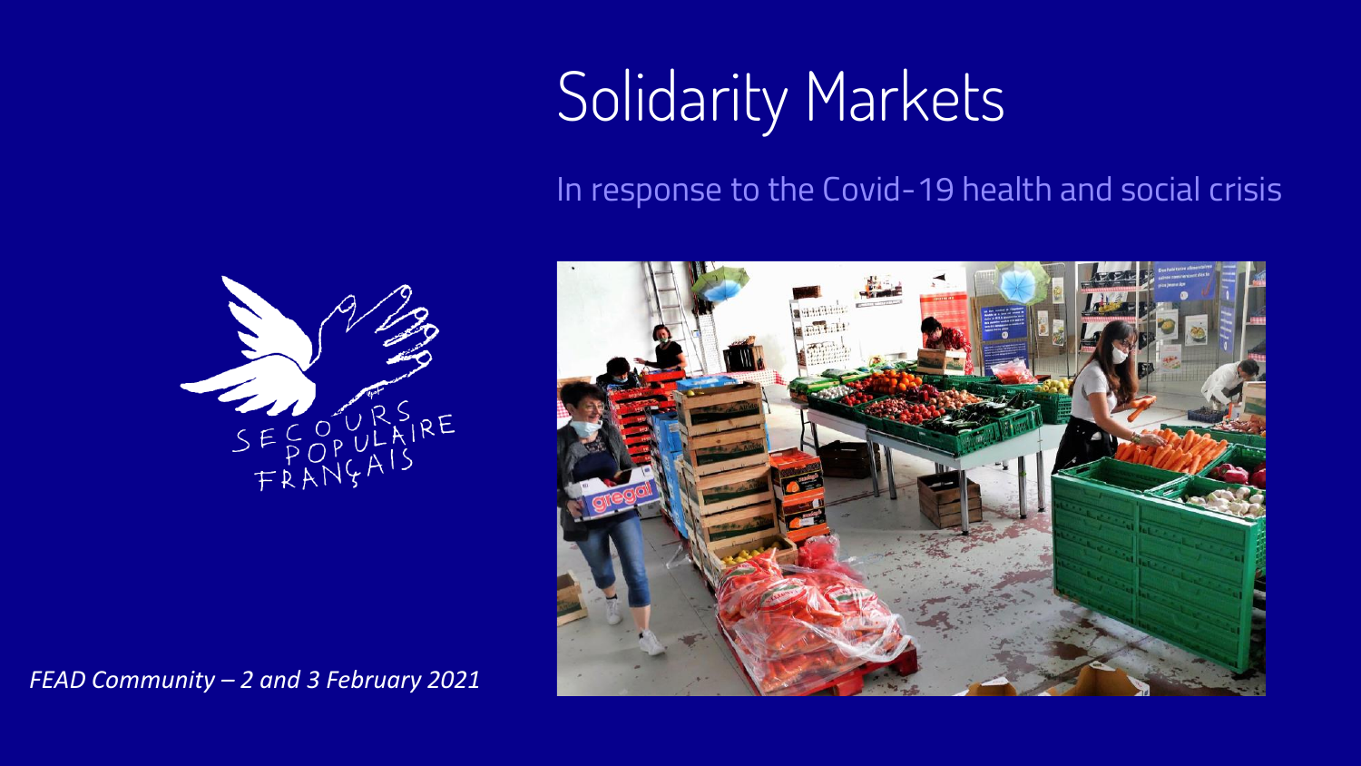# Solidarity Markets

## In response to the Covid-19 health and social crisis

SECOURS POPULAIRE FRANÇAIS

*FEAD Community – 2 and 3 February 2021*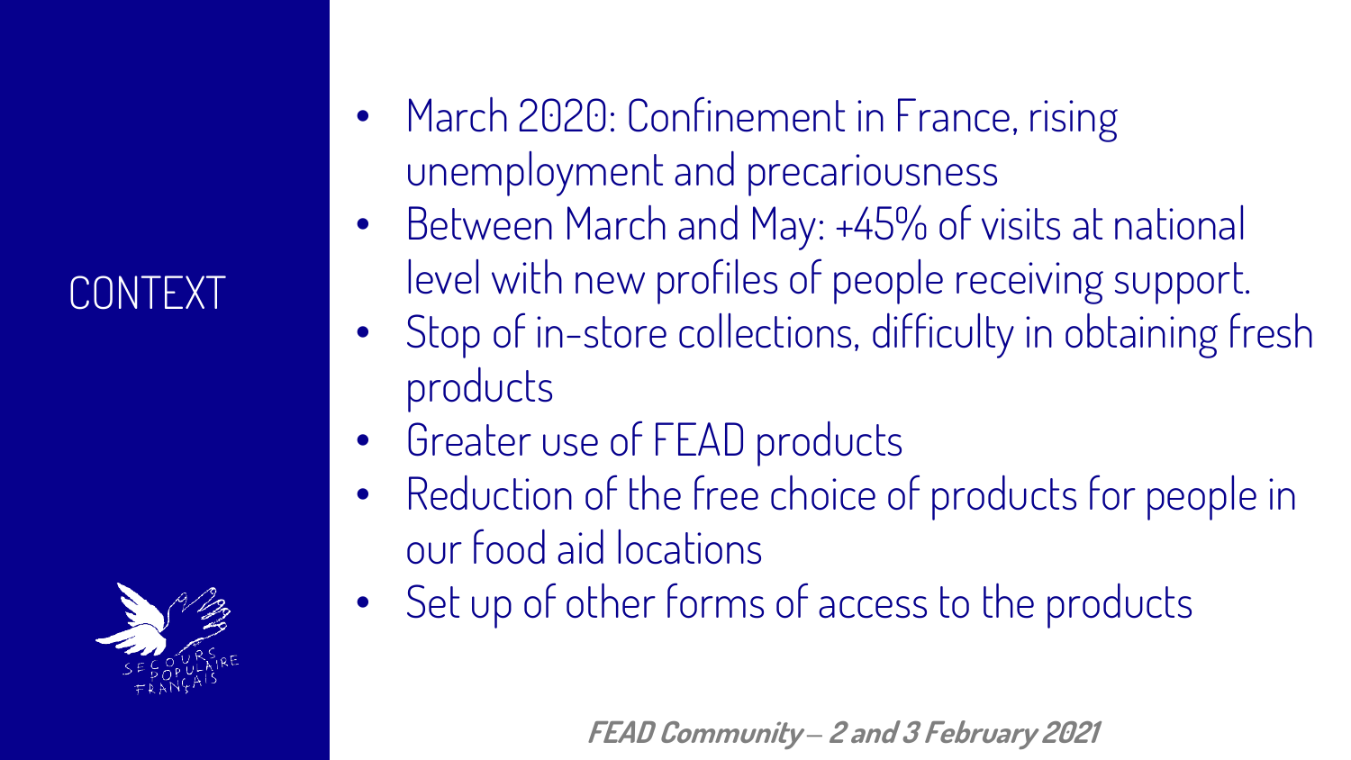# CONTEXT

- March 2020: Confinement in France, rising unemployment and precariousness
- Between March and May: +45% of visits at national level with new profiles of people receiving support.
- Stop of in-store collections, difficulty in obtaining fresh products
- Greater use of FEAD products
- Reduction of the free choice of products for people in our food aid locations
- Set up of other forms of access to the products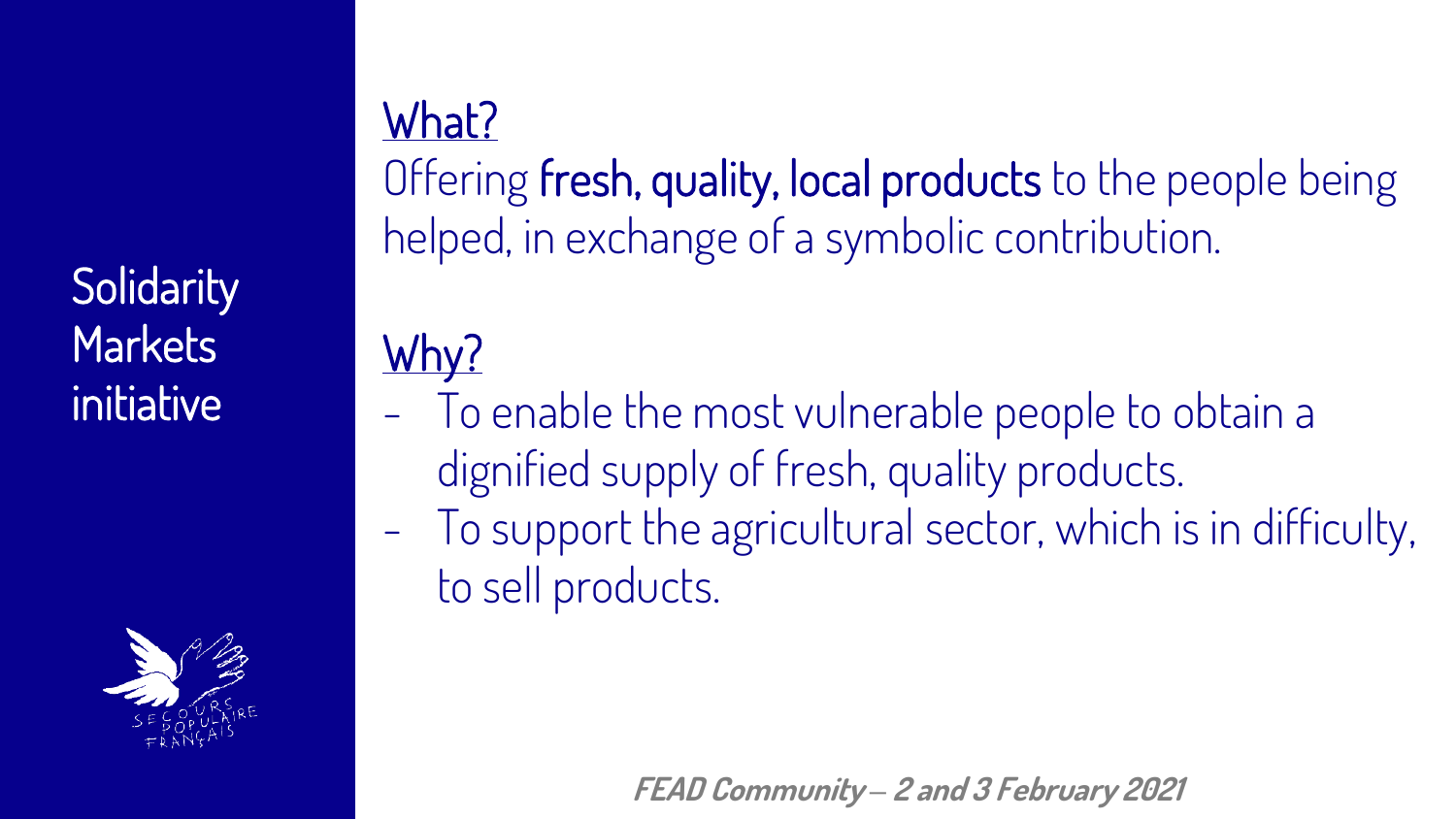# Solidarity Markets initiative

## What?

Offering **fresh, quality, local products** to the people being helped, in exchange of a symbolic contribution.

## Why?

- To enable the most vulnerable people to obtain a dignified supply of fresh, quality products.
- To support the agricultural sector, which is in difficulty, to sell products.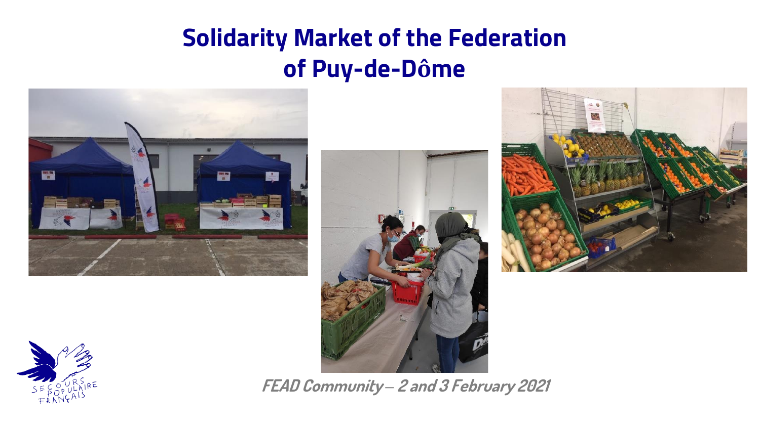# Solidarity Market of the Federation of Puy-de-Dôme

*FEAD Community – 2 and 3 February 2021*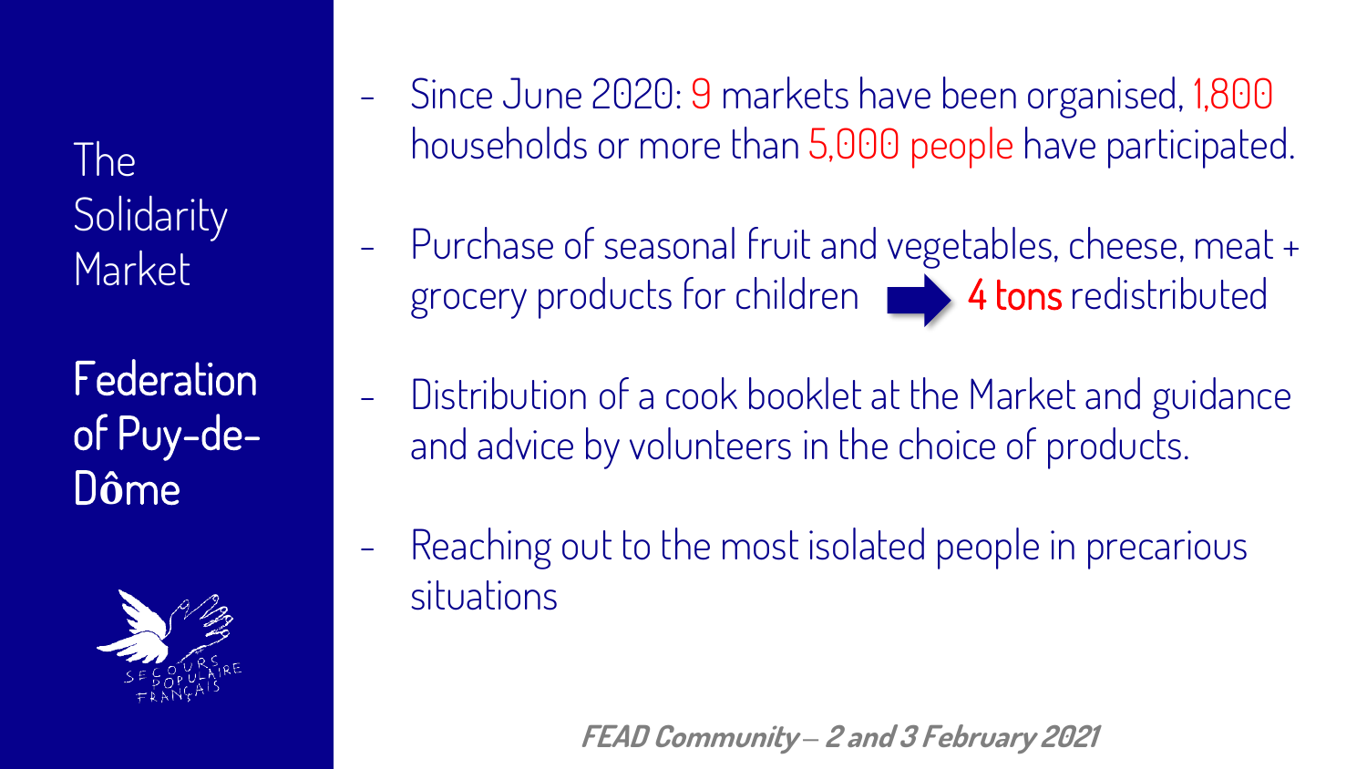# The Solidarity Market

## Federation of Puy-de-Dôme

- Since June 2020: 9 markets have been organised, 1,800 households or more than 5,000 people have participated.
- Purchase of seasonal fruit and vegetables, cheese, meat + grocery products for children → **4 tons** redistributed
- Distribution of a cook booklet at the Market and guidance and advice by volunteers in the choice of products.
- Reaching out to the most isolated people in precarious situations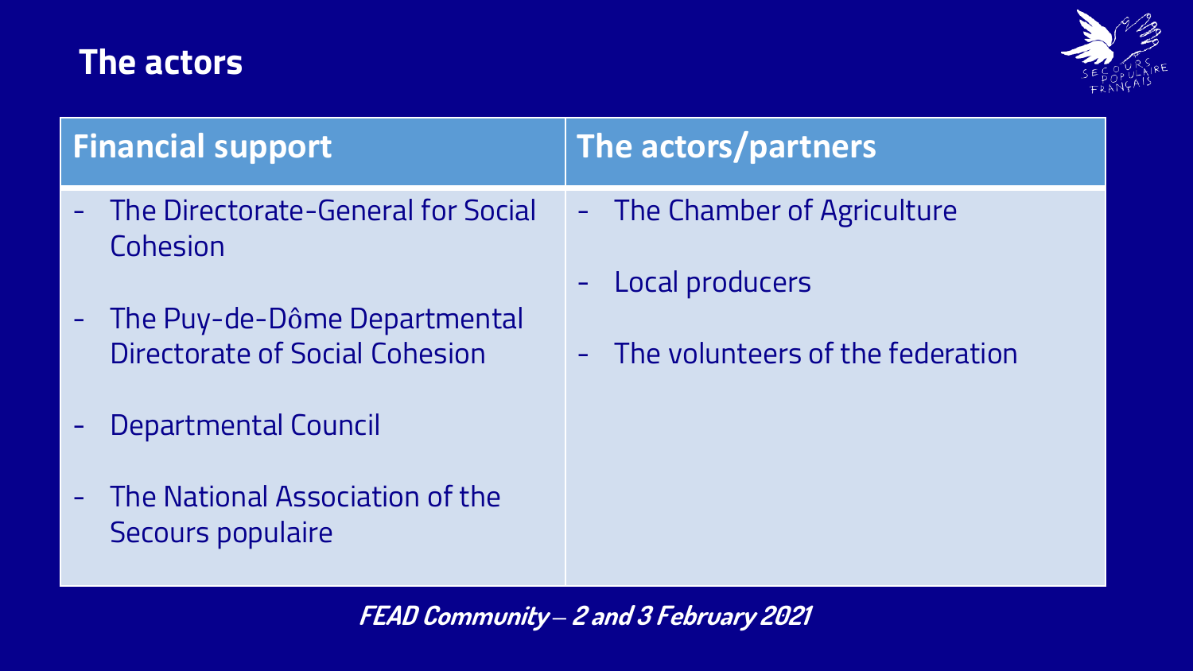# The actors

| Financial support | The actors/partners |
| --- | --- |
| - The Directorate-General for Social Cohesion<br>- The Puy-de-Dôme Departmental Directorate of Social Cohesion<br>- Departmental Council<br>- The National Association of the Secours populaire | - The Chamber of Agriculture<br>- Local producers<br>- The volunteers of the federation |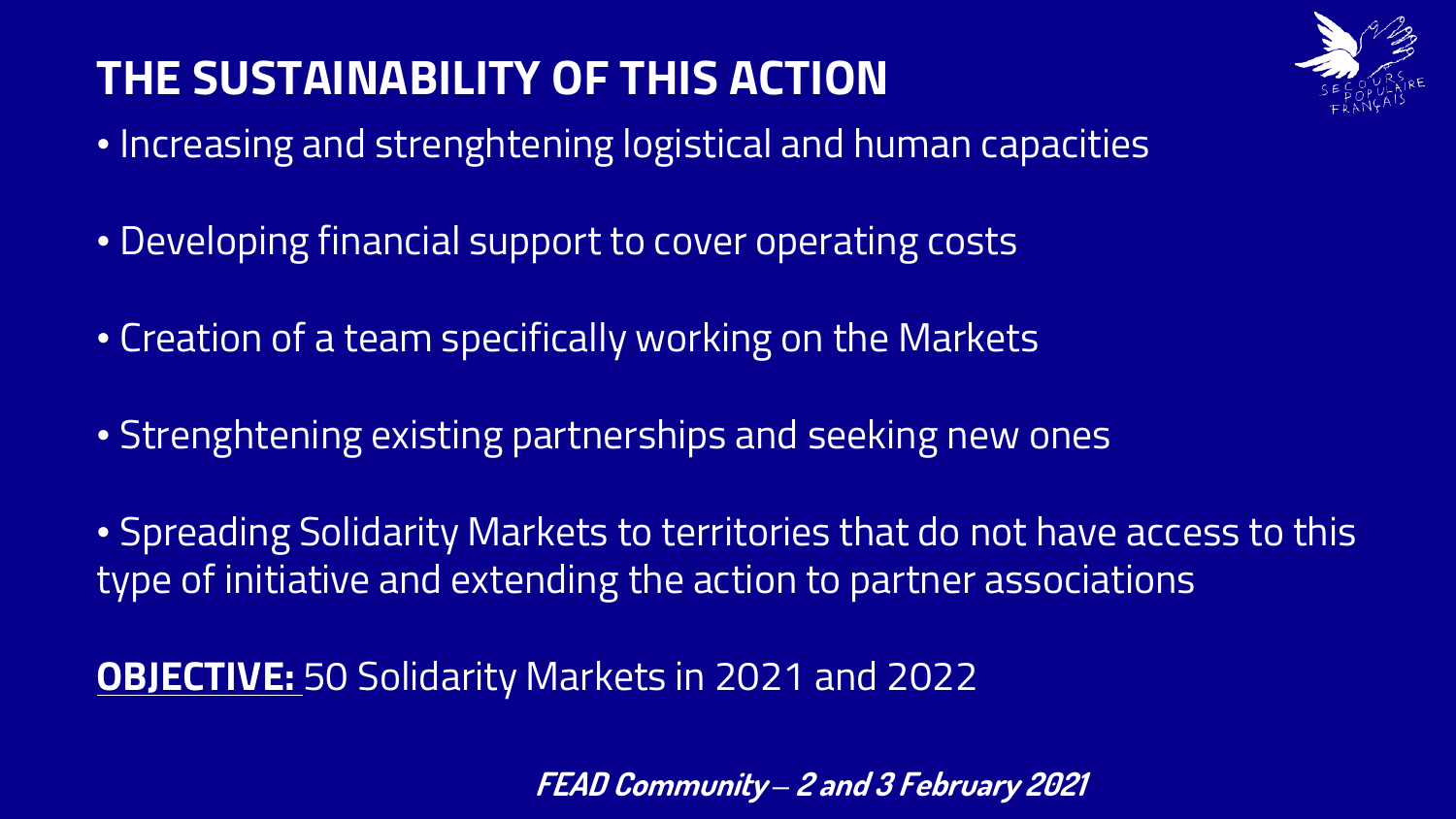# THE SUSTAINABILITY OF THIS ACTION

- Increasing and strenghtening logistical and human capacities
- Developing financial support to cover operating costs
- Creation of a team specifically working on the Markets
- Strenghtening existing partnerships and seeking new ones
- Spreading Solidarity Markets to territories that do not have access to this type of initiative and extending the action to partner associations

**OBJECTIVE:** 50 Solidarity Markets in 2021 and 2022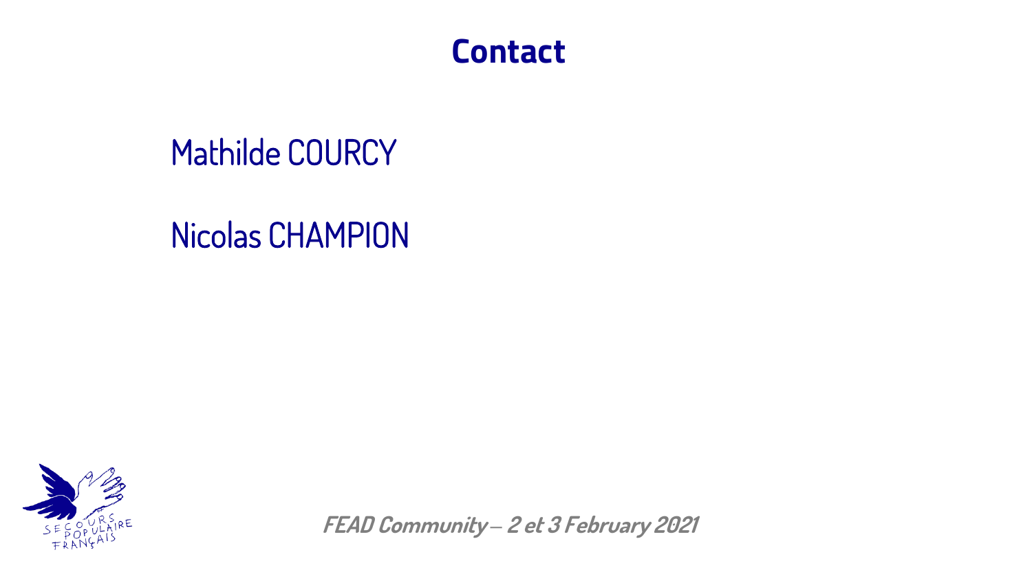# Contact

Mathilde COURCY

Nicolas CHAMPION